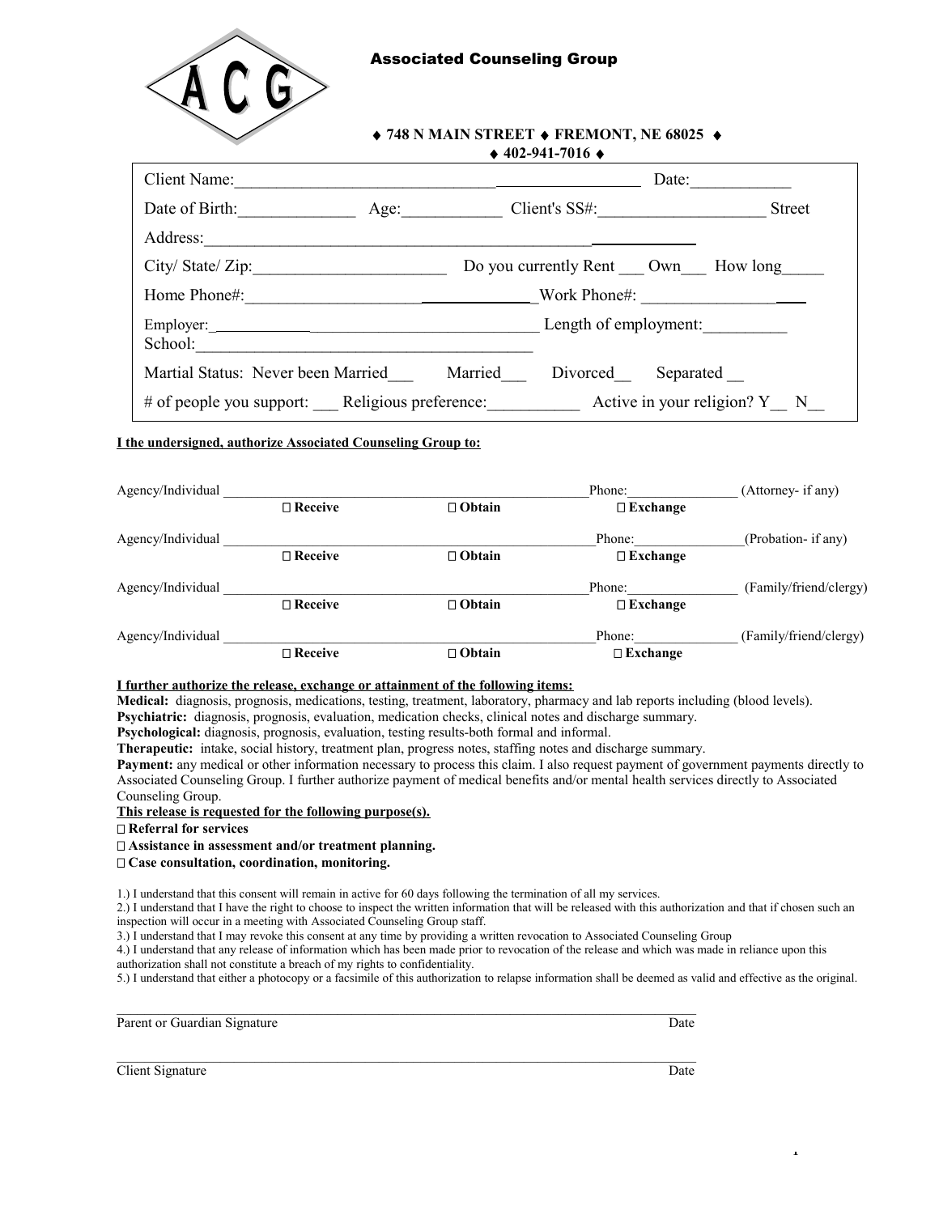# Associated Counseling Group

ACG

♦ 748 N MAIN STREET ♦ FREMONT, NE 68025 ♦
♦ 402-941-7016 ♦

Client Name:_______________________________________________ Date:____________

Date of Birth:______________ Age:____________ Client's SS#:____________________ Street Address:_______________________________________________________

City/ State/ Zip:_______________________ Do you currently Rent ___ Own___ How long_____

Home Phone#:__________________________________Work Phone#: ___________________

Employer: _______________________________________ Length of employment:__________
School:__________________________________________

Martial Status: Never been Married___ Married___ Divorced__ Separated __

# of people you support: ___ Religious preference:___________ Active in your religion? Y__ N__

**I the undersigned, authorize Associated Counseling Group to:**

Agency/Individual ___________________________________________ Phone:________________ (Attorney- if any)
☐ **Receive** ☐ **Obtain** ☐ **Exchange**

Agency/Individual ___________________________________________ Phone:________________ (Probation- if any)
☐ **Receive** ☐ **Obtain** ☐ **Exchange**

Agency/Individual ___________________________________________ Phone:________________ (Family/friend/clergy)
☐ **Receive** ☐ **Obtain** ☐ **Exchange**

Agency/Individual ___________________________________________ Phone:________________ (Family/friend/clergy)
☐ **Receive** ☐ **Obtain** ☐ **Exchange**

**I further authorize the release, exchange or attainment of the following items:**

**Medical:** diagnosis, prognosis, medications, testing, treatment, laboratory, pharmacy and lab reports including (blood levels).
**Psychiatric:** diagnosis, prognosis, evaluation, medication checks, clinical notes and discharge summary.
**Psychological:** diagnosis, prognosis, evaluation, testing results-both formal and informal.
**Therapeutic:** intake, social history, treatment plan, progress notes, staffing notes and discharge summary.
**Payment:** any medical or other information necessary to process this claim. I also request payment of government payments directly to Associated Counseling Group. I further authorize payment of medical benefits and/or mental health services directly to Associated Counseling Group.

**This release is requested for the following purpose(s).**

☐ **Referral for services**
☐ **Assistance in assessment and/or treatment planning.**
☐ **Case consultation, coordination, monitoring.**

1.) I understand that this consent will remain in active for 60 days following the termination of all my services.
2.) I understand that I have the right to choose to inspect the written information that will be released with this authorization and that if chosen such an inspection will occur in a meeting with Associated Counseling Group staff.
3.) I understand that I may revoke this consent at any time by providing a written revocation to Associated Counseling Group
4.) I understand that any release of information which has been made prior to revocation of the release and which was made in reliance upon this authorization shall not constitute a breach of my rights to confidentiality.
5.) I understand that either a photocopy or a facsimile of this authorization to relapse information shall be deemed as valid and effective as the original.

_______________________________________________________________________________
Parent or Guardian Signature Date

_______________________________________________________________________________
Client Signature Date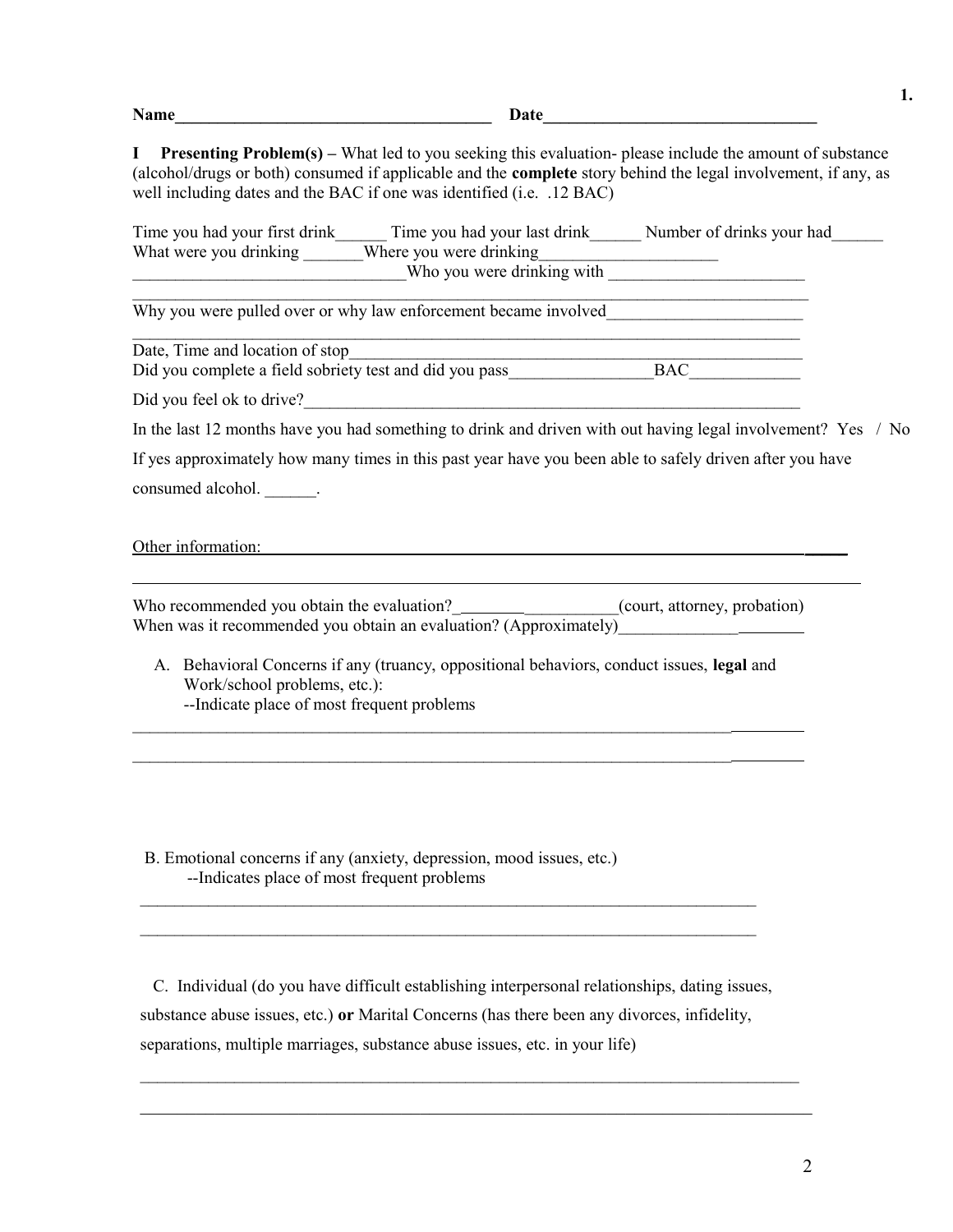Name_____________________________________ Date________________________________

**I Presenting Problem(s) –** What led to you seeking this evaluation- please include the amount of substance (alcohol/drugs or both) consumed if applicable and the **complete** story behind the legal involvement, if any, as well including dates and the BAC if one was identified (i.e. .12 BAC)

Time you had your first drink______ Time you had your last drink______ Number of drinks your had______
What were you drinking _______Where you were drinking_____________________
________________________________Who you were drinking with _______________________
_________________________________________________________________________________

Why you were pulled over or why law enforcement became involved_______________________
_________________________________________________________________________________

Date, Time and location of stop_____________________________________________________
Did you complete a field sobriety test and did you pass_________________BAC_____________

Did you feel ok to drive?___________________________________________________________

In the last 12 months have you had something to drink and driven with out having legal involvement? Yes / No

If yes approximately how many times in this past year have you been able to safely driven after you have consumed alcohol. ______.

Other information:_______________________________________________________________
_________________________________________________________________________________

Who recommended you obtain the evaluation?___________________(court, attorney, probation)
When was it recommended you obtain an evaluation? (Approximately)______________________

A. Behavioral Concerns if any (truancy, oppositional behaviors, conduct issues, **legal** and Work/school problems, etc.):
--Indicate place of most frequent problems

_________________________________________________________________________________
_________________________________________________________________________________

B. Emotional concerns if any (anxiety, depression, mood issues, etc.)
--Indicates place of most frequent problems

_________________________________________________________________________________
_________________________________________________________________________________

C. Individual (do you have difficult establishing interpersonal relationships, dating issues, substance abuse issues, etc.) **or** Marital Concerns (has there been any divorces, infidelity, separations, multiple marriages, substance abuse issues, etc. in your life)

_________________________________________________________________________________
_________________________________________________________________________________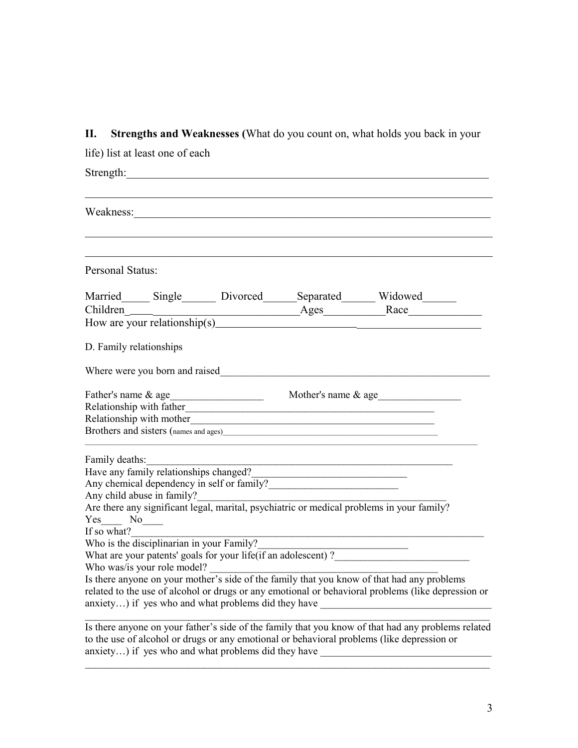## II. Strengths and Weaknesses (What do you count on, what holds you back in your life) list at least one of each

Strength:______________________________________________________________

_______________________________________________________________________

Weakness:_____________________________________________________________

_______________________________________________________________________

_______________________________________________________________________

Personal Status:

Married_____ Single______ Divorced______Separated______ Widowed______
Children____________________________Ages___________Race_____________
How are your relationship(s)_______________________________________________

D. Family relationships

Where were you born and raised_____________________________________________

Father's name & age__________________ Mother's name & age________________
Relationship with father__________________________________________________
Relationship with mother_________________________________________________
Brothers and sisters (names and ages)_______________________________________

_______________________________________________________________________

Family deaths:_____________________________________________________________
Have any family relationships changed?_______________________________
Any chemical dependency in self or family?_________________________
Any child abuse in family?_________________________________________________
Are there any significant legal, marital, psychiatric or medical problems in your family?
Yes____ No____
If so what?_______________________________________________________________
Who is the disciplinarian in your Family?_____________________________
What are your patents' goals for your life(if an adolescent) ?__________________________
Who was/is your role model? ____________________________________________
Is there anyone on your mother's side of the family that you know of that had any problems related to the use of alcohol or drugs or any emotional or behavioral problems (like depression or anxiety…) if yes who and what problems did they have _________________________________

_______________________________________________________________________

Is there anyone on your father's side of the family that you know of that had any problems related to the use of alcohol or drugs or any emotional or behavioral problems (like depression or anxiety…) if yes who and what problems did they have _________________________________

_______________________________________________________________________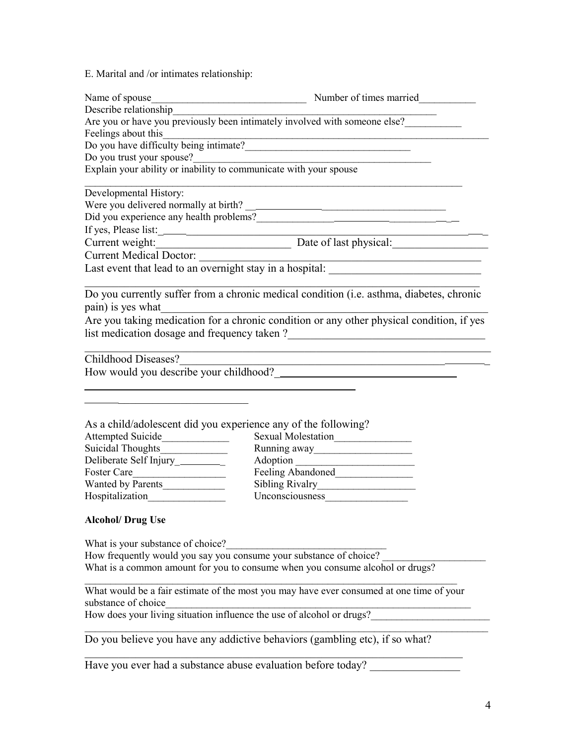E. Marital and /or intimates relationship:

Name of spouse______________________________ Number of times married___________

Describe relationship_______________________________________________________

Are you or have you previously been intimately involved with someone else?___________

Feelings about this_________________________________________________________________

Do you have difficulty being intimate?________________________________

Do you trust your spouse?_____________________________________________

Explain your ability or inability to communicate with your spouse

_____________________________________________________________________________

Developmental History:

Were you delivered normally at birth? ______________________________________

Did you experience any health problems?_____________________________________

If yes, Please list:_______________________________________________________________

Current weight:_________________________ Date of last physical:_________________

Current Medical Doctor: ____________________________________________________

Last event that lead to an overnight stay in a hospital: ___________________________

_____________________________________________________________________________

Do you currently suffer from a chronic medical condition (i.e. asthma, diabetes, chronic pain) is yes what_____________________________________________________________

Are you taking medication for a chronic condition or any other physical condition, if yes list medication dosage and frequency taken ?__________________________________

_____________________________________________________________________________

Childhood Diseases?__________________________________________________________

How would you describe your childhood? _________________________________

_____________________________________________

_________________________

As a child/adolescent did you experience any of the following?

| | |
|---|---|
| Attempted Suicide_____________ | Sexual Molestation_______________ |
| Suicidal Thoughts_____________ | Running away___________________ |
| Deliberate Self Injury__________ | Adoption _______________________ |
| Foster Care__________________ | Feeling Abandoned_______________ |
| Wanted by Parents____________ | Sibling Rivalry___________________ |
| Hospitalization_______________ | Unconsciousness________________ |

**Alcohol/ Drug Use**

What is your substance of choice?_______________________________

How frequently would you say you consume your substance of choice? ____________________

What is a common amount for you to consume when you consume alcohol or drugs?

_____________________________________________________________________________

What would be a fair estimate of the most you may have ever consumed at one time of your substance of choice_________________________________________________________________

How does your living situation influence the use of alcohol or drugs?_______________________

_____________________________________________________________________________

Do you believe you have any addictive behaviors (gambling etc), if so what?

_____________________________________________________________________________

Have you ever had a substance abuse evaluation before today? ________________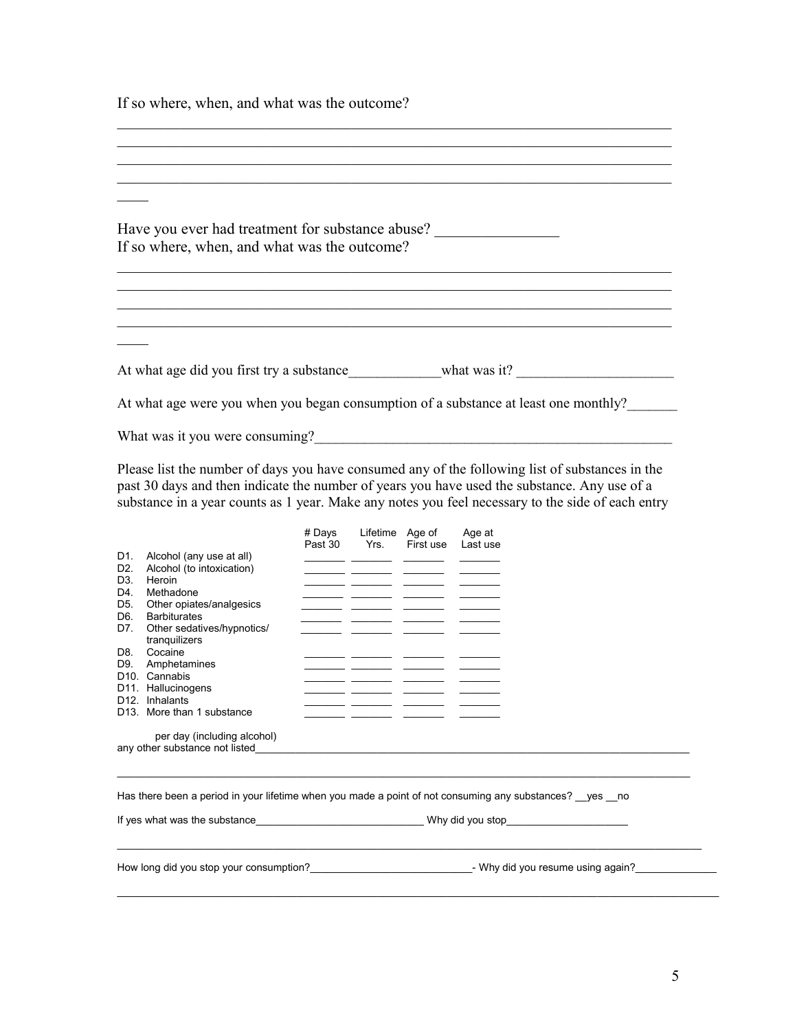If so where, when, and what was the outcome?

______________________________________________________________________________
______________________________________________________________________________
______________________________________________________________________________
______________________________________________________________________________
____

Have you ever had treatment for substance abuse? ________________
If so where, when, and what was the outcome?

______________________________________________________________________________
______________________________________________________________________________
______________________________________________________________________________
______________________________________________________________________________
____

At what age did you first try a substance_____________what was it? ______________________

At what age were you when you began consumption of a substance at least one monthly?_______

What was it you were consuming?____________________________________________________

Please list the number of days you have consumed any of the following list of substances in the past 30 days and then indicate the number of years you have used the substance. Any use of a substance in a year counts as 1 year. Make any notes you feel necessary to the side of each entry

| | | # Days Past 30 | Lifetime Yrs. | Age of First use | Age at Last use |
|---|---|---|---|---|---|
| D1. | Alcohol (any use at all) | _______ | _______ | _______ | _______ |
| D2. | Alcohol (to intoxication) | _______ | _______ | _______ | _______ |
| D3. | Heroin | _______ | _______ | _______ | _______ |
| D4. | Methadone | _______ | _______ | _______ | _______ |
| D5. | Other opiates/analgesics | _______ | _______ | _______ | _______ |
| D6. | Barbiturates | _______ | _______ | _______ | _______ |
| D7. | Other sedatives/hypnotics/ tranquilizers | _______ | _______ | _______ | _______ |
| D8. | Cocaine | _______ | _______ | _______ | _______ |
| D9. | Amphetamines | _______ | _______ | _______ | _______ |
| D10. | Cannabis | _______ | _______ | _______ | _______ |
| D11. | Hallucinogens | _______ | _______ | _______ | _______ |
| D12. | Inhalants | _______ | _______ | _______ | _______ |
| D13. | More than 1 substance per day (including alcohol) | _______ | _______ | _______ | _______ |

any other substance not listed______________________________________________________________________________

______________________________________________________________________________

Has there been a period in your lifetime when you made a point of not consuming any substances? __yes __no

If yes what was the substance______________________________ Why did you stop_____________________

______________________________________________________________________________

How long did you stop your consumption?____________________________- Why did you resume using again?______________

______________________________________________________________________________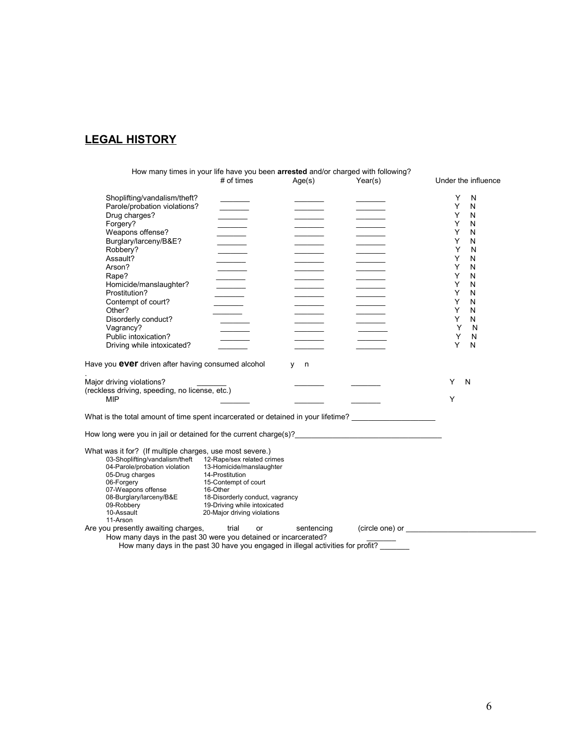## LEGAL HISTORY

How many times in your life have you been **arrested** and/or charged with following?

| | # of times | Age(s) | Year(s) | Under the influence |
|---|---|---|---|---|
| Shoplifting/vandalism/theft? | _______ | _______ | _______ | Y N |
| Parole/probation violations? | _______ | _______ | _______ | Y N |
| Drug charges? | _______ | _______ | _______ | Y N |
| Forgery? | _______ | _______ | _______ | Y N |
| Weapons offense? | _______ | _______ | _______ | Y N |
| Burglary/larceny/B&E? | _______ | _______ | _______ | Y N |
| Robbery? | _______ | _______ | _______ | Y N |
| Assault? | _______ | _______ | _______ | Y N |
| Arson? | _______ | _______ | _______ | Y N |
| Rape? | _______ | _______ | _______ | Y N |
| Homicide/manslaughter? | _______ | _______ | _______ | Y N |
| Prostitution? | _______ | _______ | _______ | Y N |
| Contempt of court? | _______ | _______ | _______ | Y N |
| Other? | _______ | _______ | _______ | Y N |
| Disorderly conduct? | _______ | _______ | _______ | Y N |
| Vagrancy? | _______ | _______ | _______ | Y N |
| Public intoxication? | _______ | _______ | _______ | Y N |
| Driving while intoxicated? | _______ | _______ | _______ | Y N |

Have you **ever** driven after having consumed alcohol y n

.

| | | | | |
|---|---|---|---|---|
| Major driving violations? (reckless driving, speeding, no license, etc.) | _______ | _______ | _______ | Y N |
| MIP | _______ | _______ | _______ | Y |

What is the total amount of time spent incarcerated or detained in your lifetime? ____________________

How long were you in jail or detained for the current charge(s)?___________________________________

What was it for? (If multiple charges, use most severe.)

- 03-Shoplifting/vandalism/theft
- 04-Parole/probation violation
- 05-Drug charges
- 06-Forgery
- 07-Weapons offense
- 08-Burglary/larceny/B&E
- 09-Robbery
- 10-Assault
- 11-Arson
- 12-Rape/sex related crimes
- 13-Homicide/manslaughter
- 14-Prostitution
- 15-Contempt of court
- 16-Other
- 18-Disorderly conduct, vagrancy
- 19-Driving while intoxicated
- 20-Major driving violations

Are you presently awaiting charges, trial or sentencing (circle one) or ______________________________

How many days in the past 30 were you detained or incarcerated? _______

How many days in the past 30 have you engaged in illegal activities for profit? _______